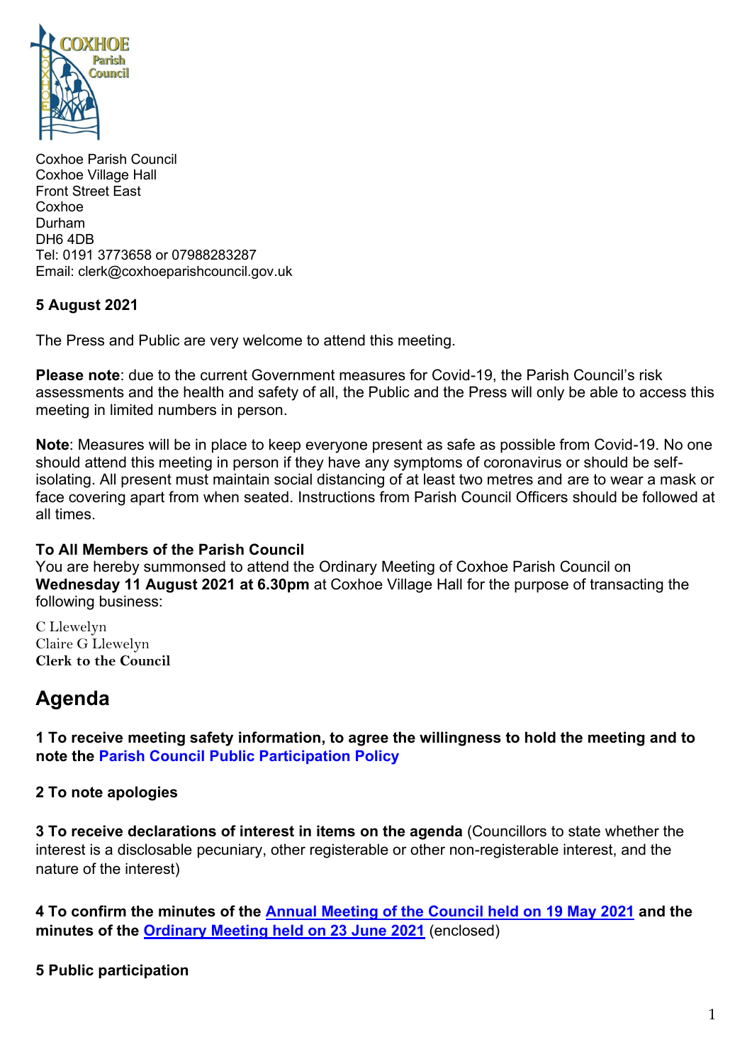Coxhoe Parish Council
Coxhoe Village Hall
Front Street East
Coxhoe
Durham
DH6 4DB
Tel: 0191 3773658 or 07988283287
Email: clerk@coxhoeparishcouncil.gov.uk

**5 August 2021**

The Press and Public are very welcome to attend this meeting.

**Please note**: due to the current Government measures for Covid-19, the Parish Council's risk assessments and the health and safety of all, the Public and the Press will only be able to access this meeting in limited numbers in person.

**Note**: Measures will be in place to keep everyone present as safe as possible from Covid-19. No one should attend this meeting in person if they have any symptoms of coronavirus or should be self-isolating. All present must maintain social distancing of at least two metres and are to wear a mask or face covering apart from when seated. Instructions from Parish Council Officers should be followed at all times.

**To All Members of the Parish Council**
You are hereby summonsed to attend the Ordinary Meeting of Coxhoe Parish Council on **Wednesday 11 August 2021 at 6.30pm** at Coxhoe Village Hall for the purpose of transacting the following business:

C Llewelyn
Claire G Llewelyn
**Clerk to the Council**

# Agenda

**1 To receive meeting safety information, to agree the willingness to hold the meeting and to note the Parish Council Public Participation Policy**

**2 To note apologies**

**3 To receive declarations of interest in items on the agenda** (Councillors to state whether the interest is a disclosable pecuniary, other registerable or other non-registerable interest, and the nature of the interest)

**4 To confirm the minutes of the Annual Meeting of the Council held on 19 May 2021 and the minutes of the Ordinary Meeting held on 23 June 2021** (enclosed)

**5 Public participation**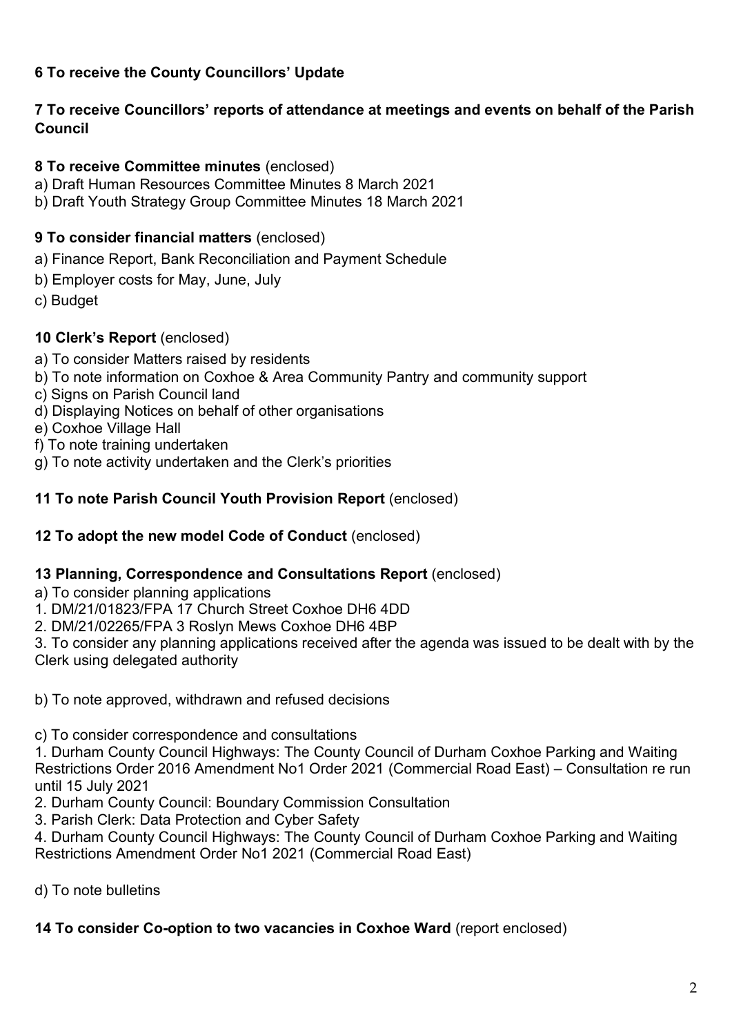**6 To receive the County Councillors' Update**

**7 To receive Councillors' reports of attendance at meetings and events on behalf of the Parish Council**

**8 To receive Committee minutes** (enclosed)

a) Draft Human Resources Committee Minutes 8 March 2021
b) Draft Youth Strategy Group Committee Minutes 18 March 2021

**9 To consider financial matters** (enclosed)

a) Finance Report, Bank Reconciliation and Payment Schedule
b) Employer costs for May, June, July
c) Budget

**10 Clerk's Report** (enclosed)

a) To consider Matters raised by residents
b) To note information on Coxhoe & Area Community Pantry and community support
c) Signs on Parish Council land
d) Displaying Notices on behalf of other organisations
e) Coxhoe Village Hall
f) To note training undertaken
g) To note activity undertaken and the Clerk's priorities

**11 To note Parish Council Youth Provision Report** (enclosed)

**12 To adopt the new model Code of Conduct** (enclosed)

**13 Planning, Correspondence and Consultations Report** (enclosed)

a) To consider planning applications
1. DM/21/01823/FPA 17 Church Street Coxhoe DH6 4DD
2. DM/21/02265/FPA 3 Roslyn Mews Coxhoe DH6 4BP
3. To consider any planning applications received after the agenda was issued to be dealt with by the Clerk using delegated authority

b) To note approved, withdrawn and refused decisions

c) To consider correspondence and consultations
1. Durham County Council Highways: The County Council of Durham Coxhoe Parking and Waiting Restrictions Order 2016 Amendment No1 Order 2021 (Commercial Road East) – Consultation re run until 15 July 2021
2. Durham County Council: Boundary Commission Consultation
3. Parish Clerk: Data Protection and Cyber Safety
4. Durham County Council Highways: The County Council of Durham Coxhoe Parking and Waiting Restrictions Amendment Order No1 2021 (Commercial Road East)

d) To note bulletins

**14 To consider Co-option to two vacancies in Coxhoe Ward** (report enclosed)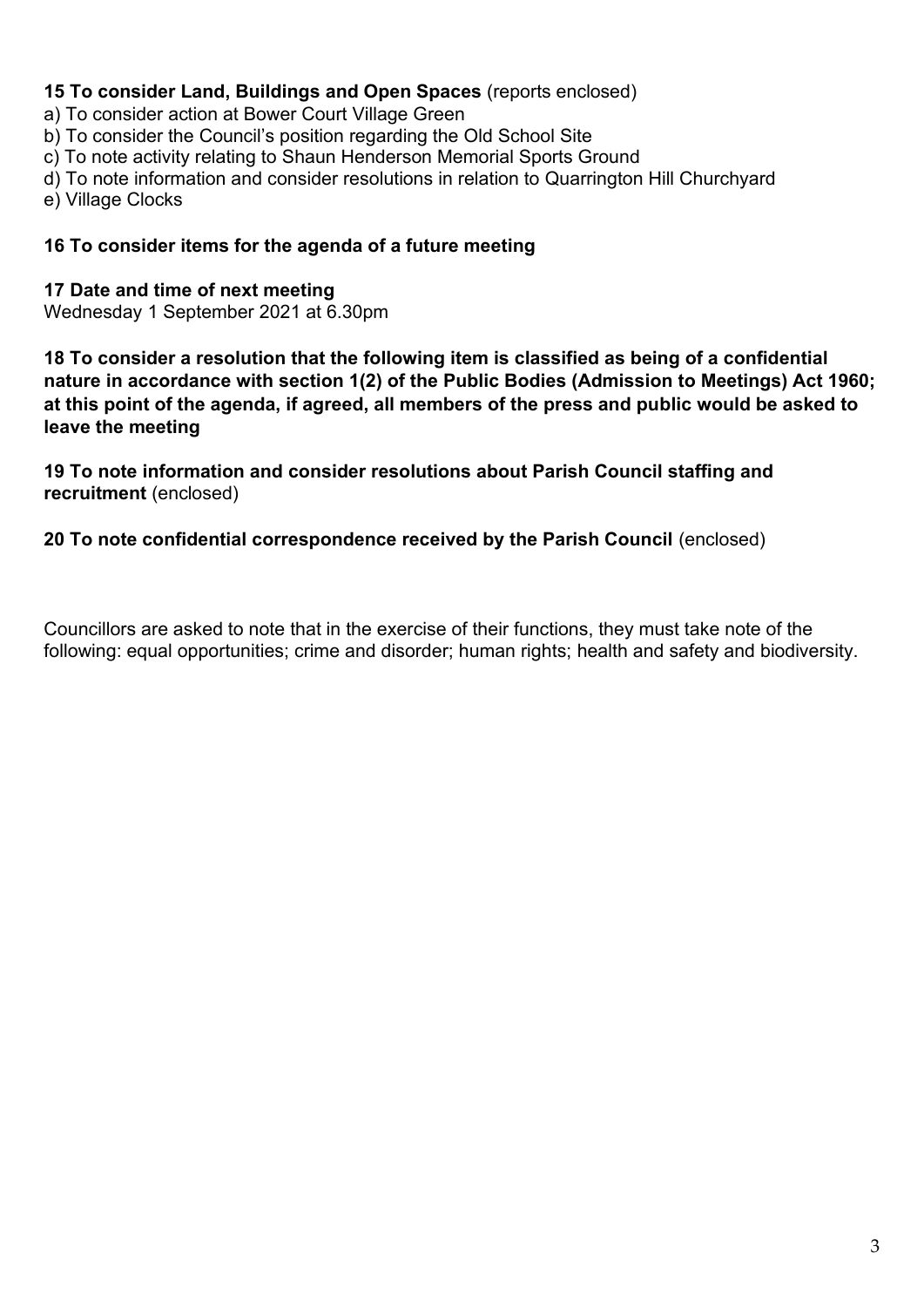**15 To consider Land, Buildings and Open Spaces** (reports enclosed)

a) To consider action at Bower Court Village Green
b) To consider the Council's position regarding the Old School Site
c) To note activity relating to Shaun Henderson Memorial Sports Ground
d) To note information and consider resolutions in relation to Quarrington Hill Churchyard
e) Village Clocks

**16 To consider items for the agenda of a future meeting**

**17 Date and time of next meeting**

Wednesday 1 September 2021 at 6.30pm

**18 To consider a resolution that the following item is classified as being of a confidential nature in accordance with section 1(2) of the Public Bodies (Admission to Meetings) Act 1960; at this point of the agenda, if agreed, all members of the press and public would be asked to leave the meeting**

**19 To note information and consider resolutions about Parish Council staffing and recruitment** (enclosed)

**20 To note confidential correspondence received by the Parish Council** (enclosed)

Councillors are asked to note that in the exercise of their functions, they must take note of the following: equal opportunities; crime and disorder; human rights; health and safety and biodiversity.